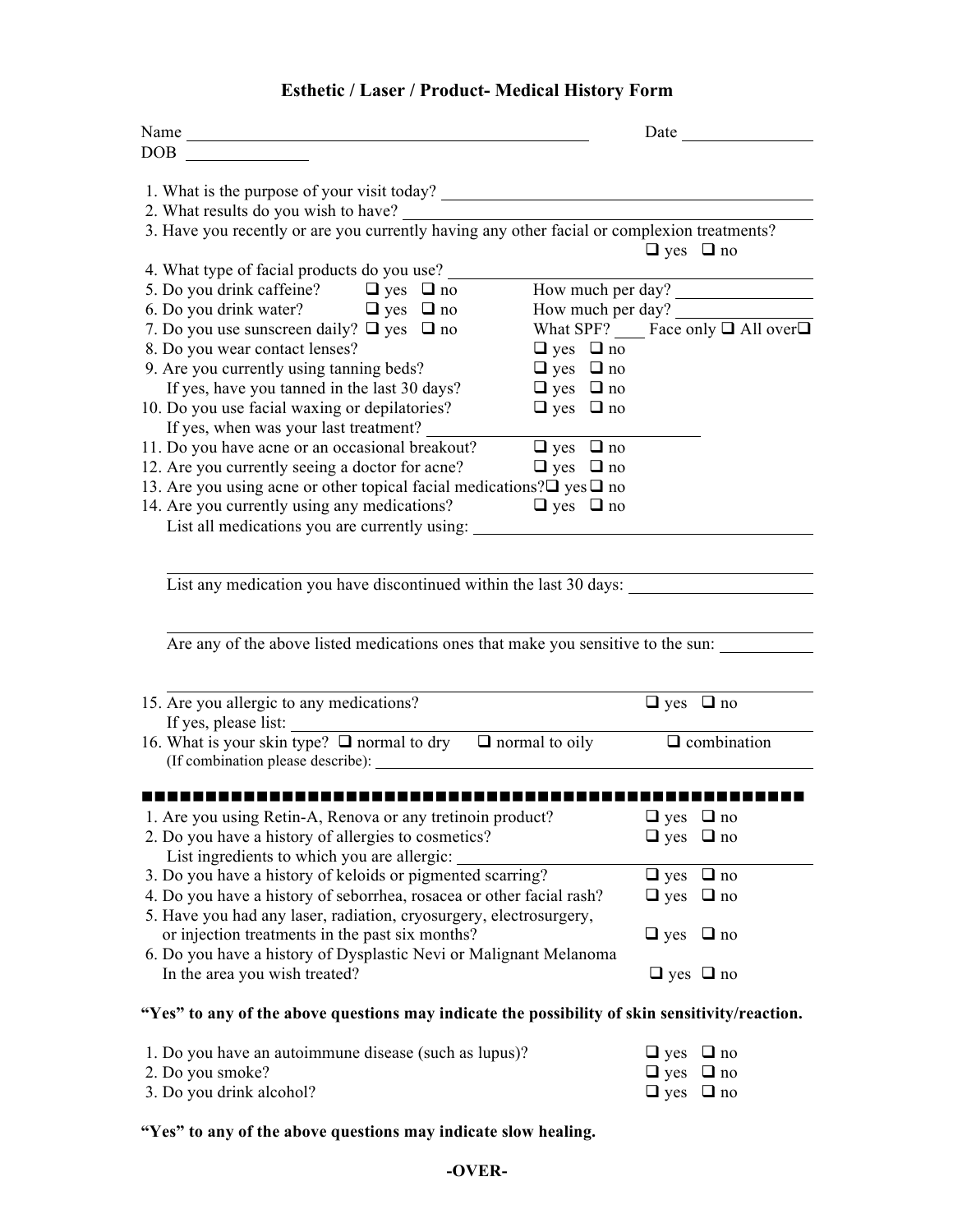# Esthetic / Laser / Product- Medical History Form

Name ______________________________ Date ______________
DOB ______________

1. What is the purpose of your visit today? ______________________________
2. What results do you wish to have? ______________________________
3. Have you recently or are you currently having any other facial or complexion treatments? ☐ yes ☐ no
4. What type of facial products do you use? ______________________________
5. Do you drink caffeine? ☐ yes ☐ no How much per day? ______________
6. Do you drink water? ☐ yes ☐ no How much per day? ______________
7. Do you use sunscreen daily? ☐ yes ☐ no What SPF? ____ Face only ☐ All over ☐
8. Do you wear contact lenses? ☐ yes ☐ no
9. Are you currently using tanning beds? ☐ yes ☐ no
   If yes, have you tanned in the last 30 days? ☐ yes ☐ no
10. Do you use facial waxing or depilatories? ☐ yes ☐ no
    If yes, when was your last treatment? ______________________________
11. Do you have acne or an occasional breakout? ☐ yes ☐ no
12. Are you currently seeing a doctor for acne? ☐ yes ☐ no
13. Are you using acne or other topical facial medications? ☐ yes ☐ no
14. Are you currently using any medications? ☐ yes ☐ no
    List all medications you are currently using: ______________________________

    ______________________________

    List any medication you have discontinued within the last 30 days: ______________________________

    ______________________________

    Are any of the above listed medications ones that make you sensitive to the sun: ______________

    ______________________________
15. Are you allergic to any medications? ☐ yes ☐ no
    If yes, please list: ______________________________
16. What is your skin type? ☐ normal to dry ☐ normal to oily ☐ combination
    (If combination please describe): ______________________________

---

1. Are you using Retin-A, Renova or any tretinoin product? ☐ yes ☐ no
2. Do you have a history of allergies to cosmetics? ☐ yes ☐ no
   List ingredients to which you are allergic: ______________________________
3. Do you have a history of keloids or pigmented scarring? ☐ yes ☐ no
4. Do you have a history of seborrhea, rosacea or other facial rash? ☐ yes ☐ no
5. Have you had any laser, radiation, cryosurgery, electrosurgery, or injection treatments in the past six months? ☐ yes ☐ no
6. Do you have a history of Dysplastic Nevi or Malignant Melanoma In the area you wish treated? ☐ yes ☐ no

**"Yes" to any of the above questions may indicate the possibility of skin sensitivity/reaction.**

1. Do you have an autoimmune disease (such as lupus)? ☐ yes ☐ no
2. Do you smoke? ☐ yes ☐ no
3. Do you drink alcohol? ☐ yes ☐ no

**"Yes" to any of the above questions may indicate slow healing.**

**-OVER-**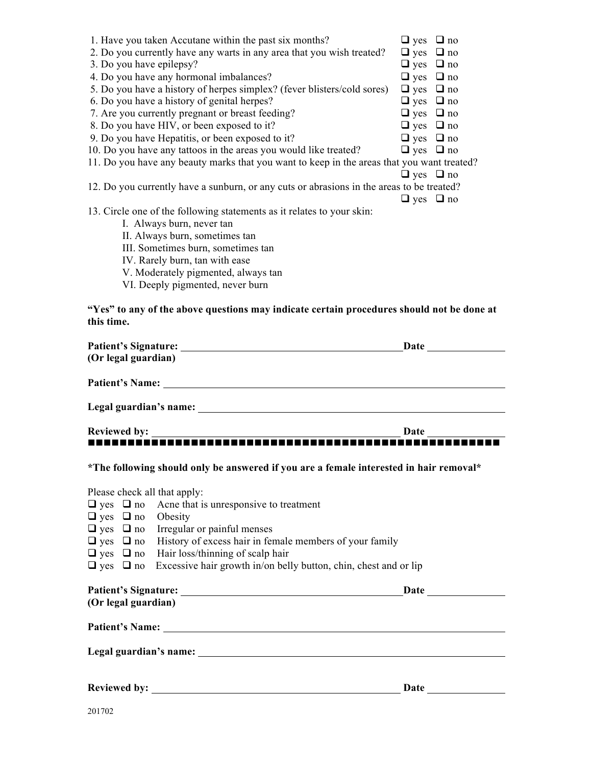1. Have you taken Accutane within the past six months? ❑ yes ❑ no
2. Do you currently have any warts in any area that you wish treated? ❑ yes ❑ no
3. Do you have epilepsy? ❑ yes ❑ no
4. Do you have any hormonal imbalances? ❑ yes ❑ no
5. Do you have a history of herpes simplex? (fever blisters/cold sores) ❑ yes ❑ no
6. Do you have a history of genital herpes? ❑ yes ❑ no
7. Are you currently pregnant or breast feeding? ❑ yes ❑ no
8. Do you have HIV, or been exposed to it? ❑ yes ❑ no
9. Do you have Hepatitis, or been exposed to it? ❑ yes ❑ no
10. Do you have any tattoos in the areas you would like treated? ❑ yes ❑ no
11. Do you have any beauty marks that you want to keep in the areas that you want treated? ❑ yes ❑ no
12. Do you currently have a sunburn, or any cuts or abrasions in the areas to be treated? ❑ yes ❑ no
13. Circle one of the following statements as it relates to your skin:
    - I. Always burn, never tan
    - II. Always burn, sometimes tan
    - III. Sometimes burn, sometimes tan
    - IV. Rarely burn, tan with ease
    - V. Moderately pigmented, always tan
    - VI. Deeply pigmented, never burn

**"Yes" to any of the above questions may indicate certain procedures should not be done at this time.**

**Patient's Signature:** ____________________ **Date** __________
**(Or legal guardian)**

**Patient's Name:** ____________________

**Legal guardian's name:** ____________________

**Reviewed by:** ____________________ **Date** __________

---

**\*The following should only be answered if you are a female interested in hair removal\***

Please check all that apply:

❑ yes ❑ no Acne that is unresponsive to treatment
❑ yes ❑ no Obesity
❑ yes ❑ no Irregular or painful menses
❑ yes ❑ no History of excess hair in female members of your family
❑ yes ❑ no Hair loss/thinning of scalp hair
❑ yes ❑ no Excessive hair growth in/on belly button, chin, chest and or lip

**Patient's Signature:** ____________________ **Date** __________
**(Or legal guardian)**

**Patient's Name:** ____________________

**Legal guardian's name:** ____________________

**Reviewed by:** ____________________ **Date** __________

201702